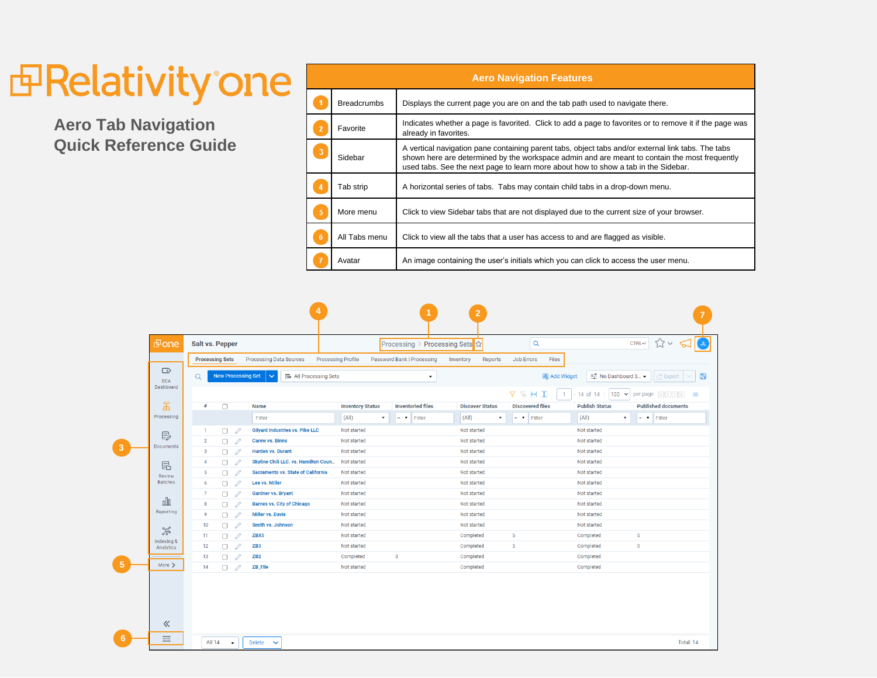# RelativityOne

## Aero Tab Navigation Quick Reference Guide

| Aero Navigation Features | | |
|---|---|---|
| 1 | Breadcrumbs | Displays the current page you are on and the tab path used to navigate there. |
| 2 | Favorite | Indicates whether a page is favorited. Click to add a page to favorites or to remove it if the page was already in favorites. |
| 3 | Sidebar | A vertical navigation pane containing parent tabs, object tabs and/or external link tabs. The tabs shown here are determined by the workspace admin and are meant to contain the most frequently used tabs. See the next page to learn more about how to show a tab in the Sidebar. |
| 4 | Tab strip | A horizontal series of tabs. Tabs may contain child tabs in a drop-down menu. |
| 5 | More menu | Click to view Sidebar tabs that are not displayed due to the current size of your browser. |
| 6 | All Tabs menu | Click to view all the tabs that a user has access to and are flagged as visible. |
| 7 | Avatar | An image containing the user's initials which you can click to access the user menu. |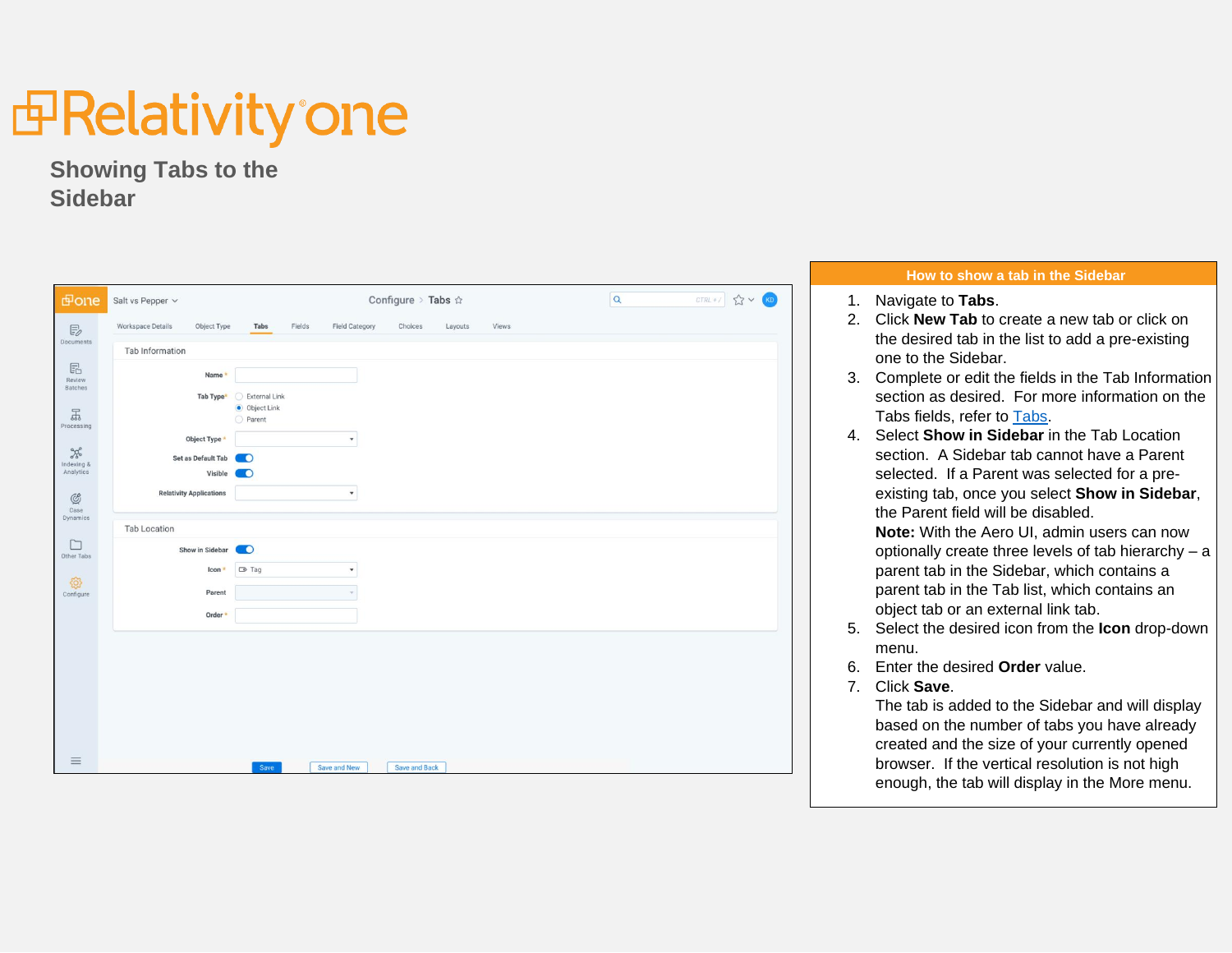# Relativity one

## Showing Tabs to the Sidebar

**How to show a tab in the Sidebar**

1. Navigate to **Tabs**.
2. Click **New Tab** to create a new tab or click on the desired tab in the list to add a pre-existing one to the Sidebar.
3. Complete or edit the fields in the Tab Information section as desired. For more information on the Tabs fields, refer to Tabs.
4. Select **Show in Sidebar** in the Tab Location section. A Sidebar tab cannot have a Parent selected. If a Parent was selected for a pre-existing tab, once you select **Show in Sidebar**, the Parent field will be disabled.
   **Note:** With the Aero UI, admin users can now optionally create three levels of tab hierarchy – a parent tab in the Sidebar, which contains a parent tab in the Tab list, which contains an object tab or an external link tab.
5. Select the desired icon from the **Icon** drop-down menu.
6. Enter the desired **Order** value.
7. Click **Save**.
   The tab is added to the Sidebar and will display based on the number of tabs you have already created and the size of your currently opened browser. If the vertical resolution is not high enough, the tab will display in the More menu.